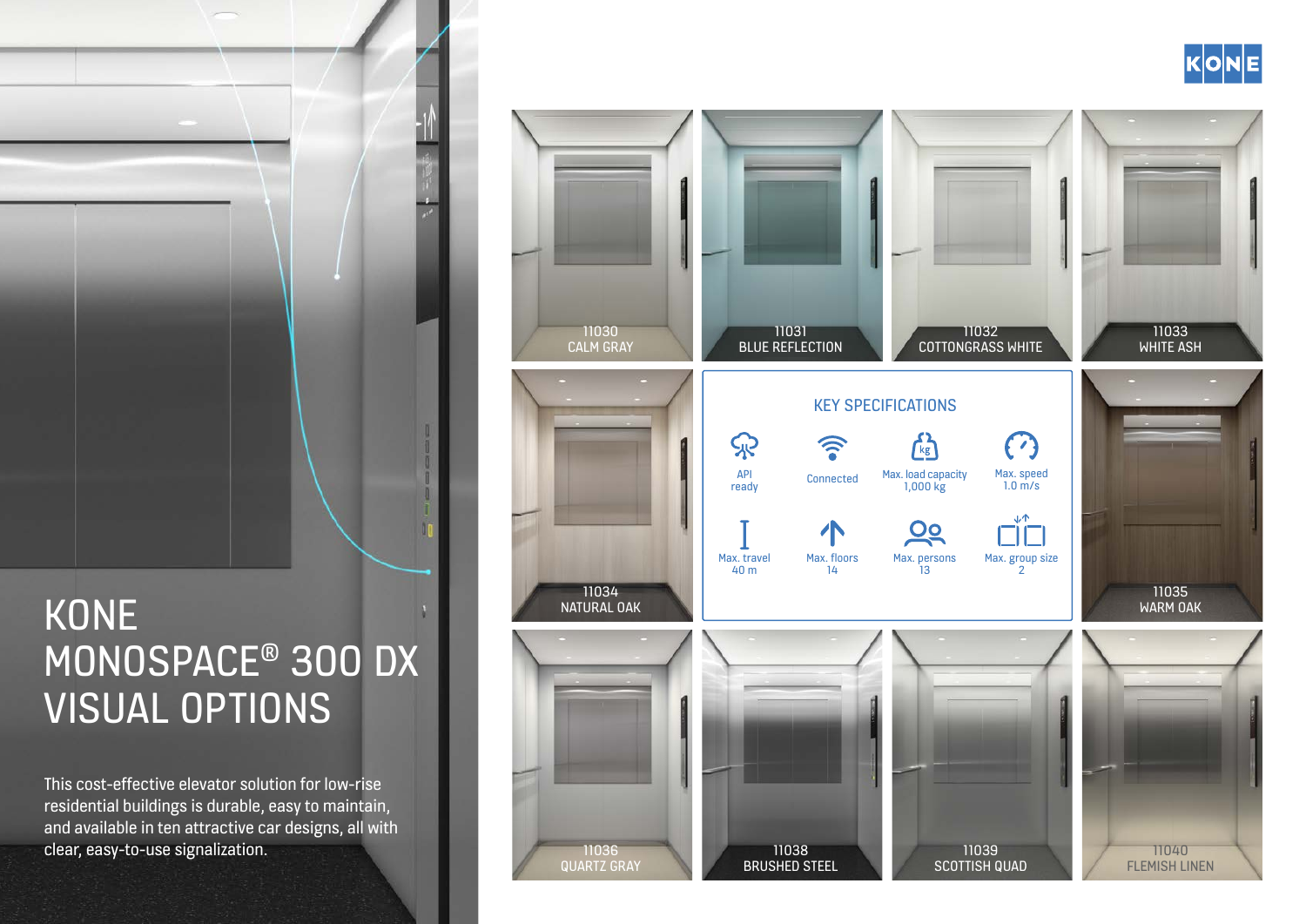# KONE MONOSPACE® 300 DX VISUAL OPTIONS

This cost-effective elevator solution for low-rise residential buildings is durable, easy to maintain, and available in ten attractive car designs, all with clear, easy-to-use signalization.

- 11030 CALM GRAY
- 11031 BLUE REFLECTION
- 11032 COTTONGRASS WHITE
- 11033 WHITE ASH
- 11034 NATURAL OAK
- 11035 WARM OAK
- 11036 QUARTZ GRAY
- 11038 BRUSHED STEEL
- 11039 SCOTTISH QUAD
- 11040 FLEMISH LINEN

## KEY SPECIFICATIONS

- API ready
- Connected
- Max. load capacity 1,000 kg
- Max. speed 1.0 m/s
- Max. travel 40 m
- Max. floors 14
- Max. persons 13
- Max. group size 2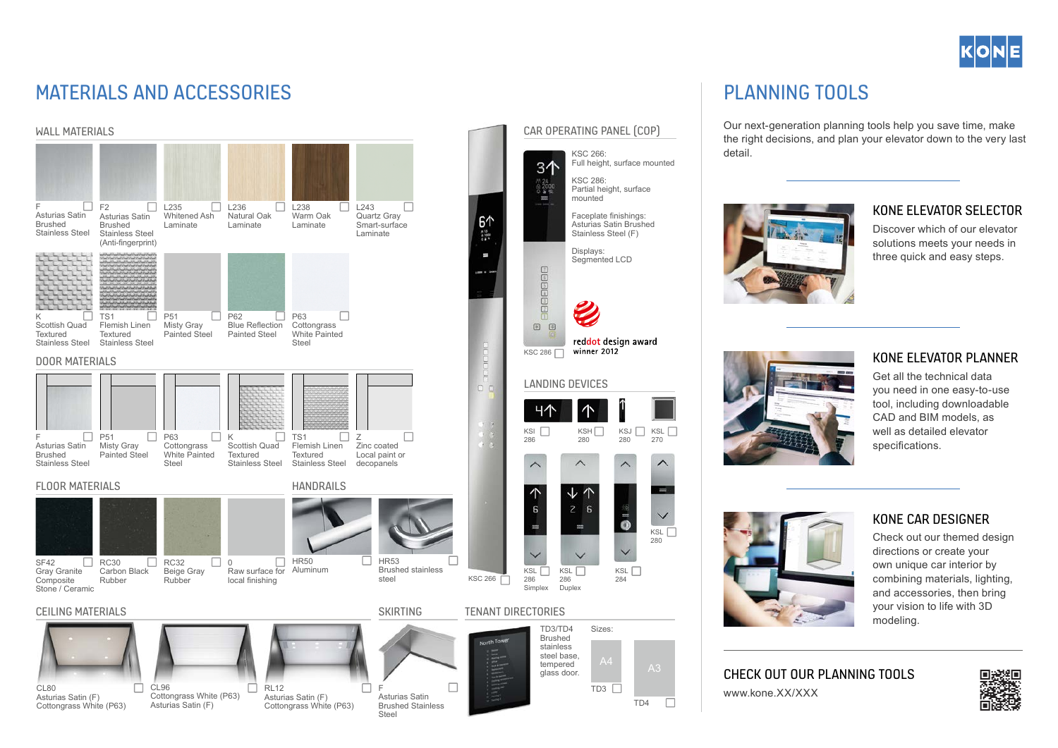# MATERIALS AND ACCESSORIES

## WALL MATERIALS

- F — Asturias Satin Brushed Stainless Steel
- F2 — Asturias Satin Brushed Stainless Steel (Anti-fingerprint)
- L235 — Whitened Ash Laminate
- L236 — Natural Oak Laminate
- L238 — Warm Oak Laminate
- L243 — Quartz Gray Smart-surface Laminate
- K — Scottish Quad Textured Stainless Steel
- TS1 — Flemish Linen Textured Stainless Steel
- P51 — Misty Gray Painted Steel
- P62 — Blue Reflection Painted Steel
- P63 — Cottongrass White Painted Steel

## DOOR MATERIALS

- F — Asturias Satin Brushed Stainless Steel
- P51 — Misty Gray Painted Steel
- P63 — Cottongrass White Painted Steel
- K — Scottish Quad Textured Stainless Steel
- TS1 — Flemish Linen Textured Stainless Steel
- Z — Zinc coated Local paint or decopanels

## FLOOR MATERIALS

- SF42 — Gray Granite Composite Stone / Ceramic
- RC30 — Carbon Black Rubber
- RC32 — Beige Gray Rubber
- 0 — Raw surface for local finishing

## HANDRAILS

- HR50 — Aluminum
- HR53 — Brushed stainless steel

## CEILING MATERIALS

- CL80 — Asturias Satin (F) Cottongrass White (P63)
- CL96 — Cottongrass White (P63) Asturias Satin (F)
- RL12 — Asturias Satin (F) Cottongrass White (P63)

## SKIRTING

- F — Asturias Satin Brushed Stainless Steel

## CAR OPERATING PANEL (COP)

KSC 266: Full height, surface mounted

KSC 286: Partial height, surface mounted

Faceplate finishings: Asturias Satin Brushed Stainless Steel (F)

Displays: Segmented LCD

reddot design award winner 2012

KSC 286

KSC 266

## LANDING DEVICES

- KSI 286
- KSH 280
- KSJ 280
- KSL 270
- KSL 286 Simplex
- KSL 286 Duplex
- KSL 284
- KSL 280

## TENANT DIRECTORIES

TD3/TD4 Brushed stainless steel base, tempered glass door.

Sizes:

- TD3 — A4
- TD4 — A3

# PLANNING TOOLS

Our next-generation planning tools help you save time, make the right decisions, and plan your elevator down to the very last detail.

## KONE ELEVATOR SELECTOR

Discover which of our elevator solutions meets your needs in three quick and easy steps.

## KONE ELEVATOR PLANNER

Get all the technical data you need in one easy-to-use tool, including downloadable CAD and BIM models, as well as detailed elevator specifications.

## KONE CAR DESIGNER

Check out our themed design directions or create your own unique car interior by combining materials, lighting, and accessories, then bring your vision to life with 3D modeling.

## CHECK OUT OUR PLANNING TOOLS

www.kone.XX/XXX